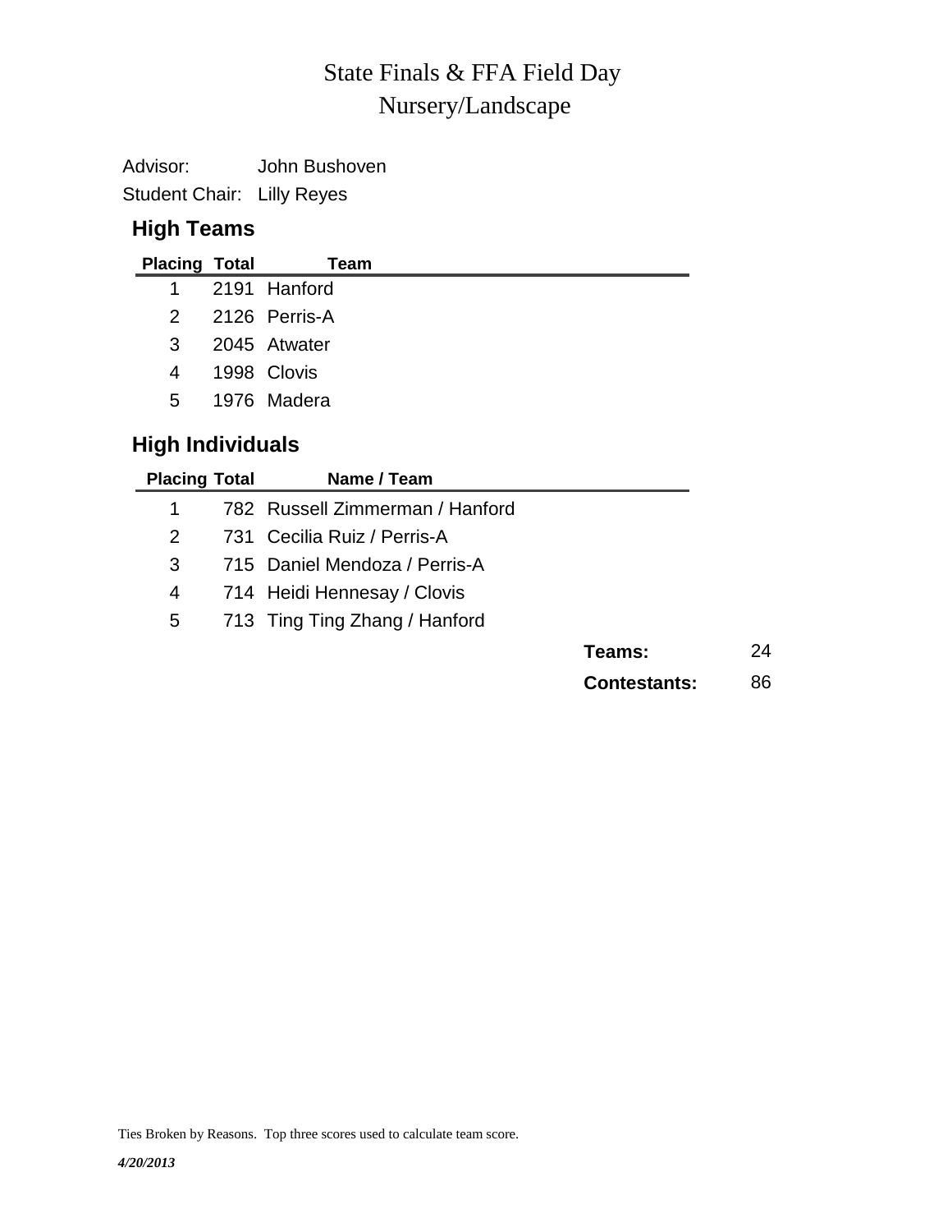# State Finals & FFA Field Day
# Nursery/Landscape

Advisor: John Bushoven

Student Chair: Lilly Reyes

## High Teams

| Placing | Total | Team |
|---|---|---|
| 1 | 2191 | Hanford |
| 2 | 2126 | Perris-A |
| 3 | 2045 | Atwater |
| 4 | 1998 | Clovis |
| 5 | 1976 | Madera |

## High Individuals

| Placing | Total | Name / Team |
|---|---|---|
| 1 | 782 | Russell Zimmerman / Hanford |
| 2 | 731 | Cecilia Ruiz / Perris-A |
| 3 | 715 | Daniel Mendoza / Perris-A |
| 4 | 714 | Heidi Hennesay / Clovis |
| 5 | 713 | Ting Ting Zhang / Hanford |

**Teams:** 24

**Contestants:** 86

Ties Broken by Reasons. Top three scores used to calculate team score.

*4/20/2013*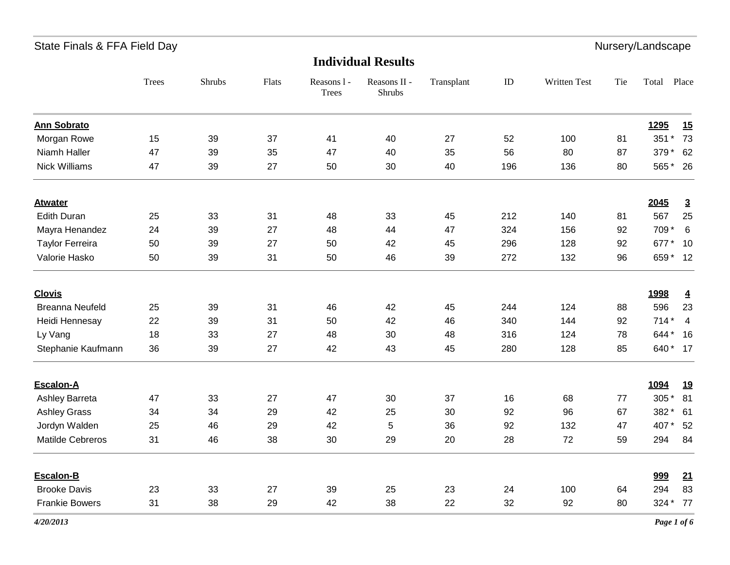State Finals & FFA Field Day — Nursery/Landscape

## Individual Results

| | Trees | Shrubs | Flats | Reasons I - Trees | Reasons II - Shrubs | Transplant | ID | Written Test | Tie | Total | Place |
|---|---|---|---|---|---|---|---|---|---|---|---|
| **Ann Sobrato** | | | | | | | | | | **1295** | **15** |
| Morgan Rowe | 15 | 39 | 37 | 41 | 40 | 27 | 52 | 100 | 81 | 351 * | 73 |
| Niamh Haller | 47 | 39 | 35 | 47 | 40 | 35 | 56 | 80 | 87 | 379 * | 62 |
| Nick Williams | 47 | 39 | 27 | 50 | 30 | 40 | 196 | 136 | 80 | 565 * | 26 |
| **Atwater** | | | | | | | | | | **2045** | **3** |
| Edith Duran | 25 | 33 | 31 | 48 | 33 | 45 | 212 | 140 | 81 | 567 | 25 |
| Mayra Henandez | 24 | 39 | 27 | 48 | 44 | 47 | 324 | 156 | 92 | 709 * | 6 |
| Taylor Ferreira | 50 | 39 | 27 | 50 | 42 | 45 | 296 | 128 | 92 | 677 * | 10 |
| Valorie Hasko | 50 | 39 | 31 | 50 | 46 | 39 | 272 | 132 | 96 | 659 * | 12 |
| **Clovis** | | | | | | | | | | **1998** | **4** |
| Breanna Neufeld | 25 | 39 | 31 | 46 | 42 | 45 | 244 | 124 | 88 | 596 | 23 |
| Heidi Hennesay | 22 | 39 | 31 | 50 | 42 | 46 | 340 | 144 | 92 | 714 * | 4 |
| Ly Vang | 18 | 33 | 27 | 48 | 30 | 48 | 316 | 124 | 78 | 644 * | 16 |
| Stephanie Kaufmann | 36 | 39 | 27 | 42 | 43 | 45 | 280 | 128 | 85 | 640 * | 17 |
| **Escalon-A** | | | | | | | | | | **1094** | **19** |
| Ashley Barreta | 47 | 33 | 27 | 47 | 30 | 37 | 16 | 68 | 77 | 305 * | 81 |
| Ashley Grass | 34 | 34 | 29 | 42 | 25 | 30 | 92 | 96 | 67 | 382 * | 61 |
| Jordyn Walden | 25 | 46 | 29 | 42 | 5 | 36 | 92 | 132 | 47 | 407 * | 52 |
| Matilde Cebreros | 31 | 46 | 38 | 30 | 29 | 20 | 28 | 72 | 59 | 294 | 84 |
| **Escalon-B** | | | | | | | | | | **999** | **21** |
| Brooke Davis | 23 | 33 | 27 | 39 | 25 | 23 | 24 | 100 | 64 | 294 | 83 |
| Frankie Bowers | 31 | 38 | 29 | 42 | 38 | 22 | 32 | 92 | 80 | 324 * | 77 |

*4/20/2013*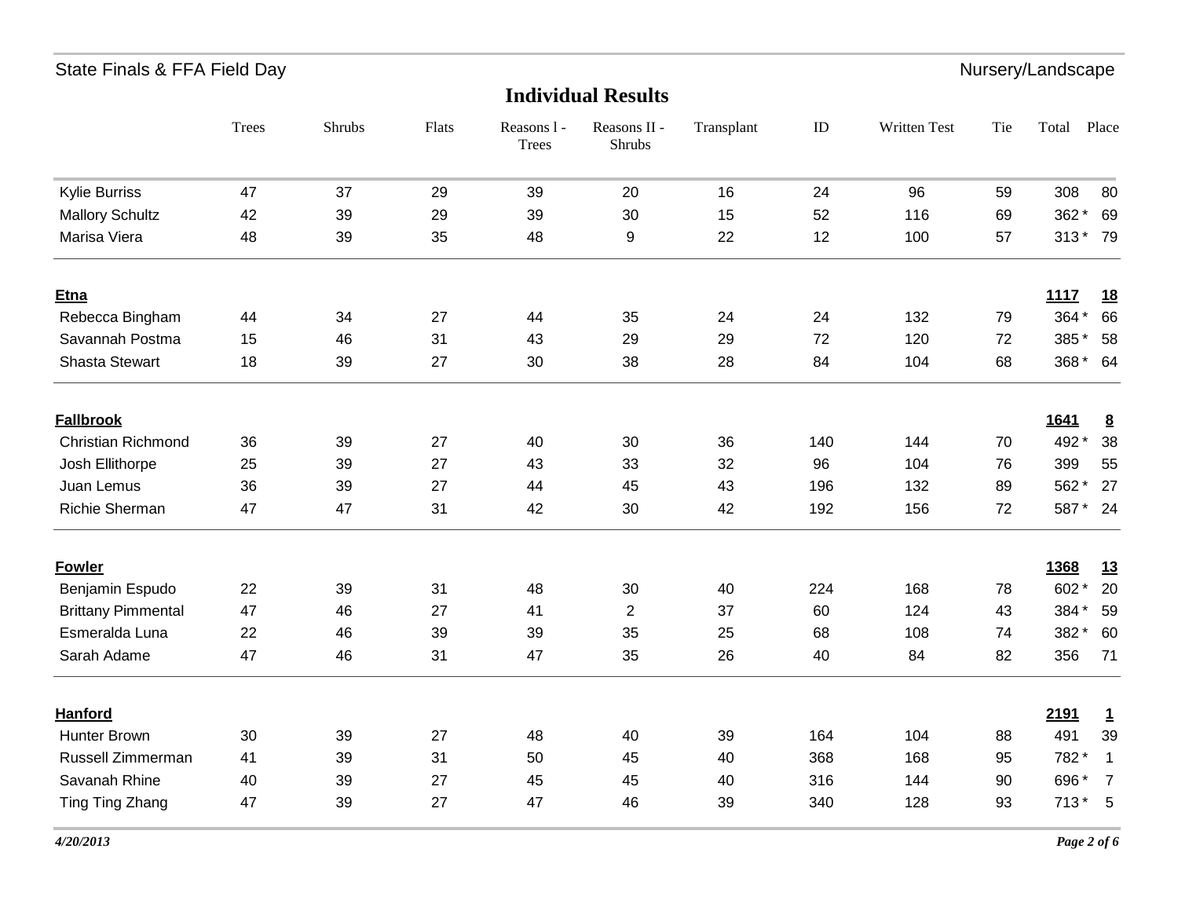## Individual Results

| | Trees | Shrubs | Flats | Reasons I - Trees | Reasons II - Shrubs | Transplant | ID | Written Test | Tie | Total | Place |
|---|---|---|---|---|---|---|---|---|---|---|---|
| Kylie Burriss | 47 | 37 | 29 | 39 | 20 | 16 | 24 | 96 | 59 | 308 | 80 |
| Mallory Schultz | 42 | 39 | 29 | 39 | 30 | 15 | 52 | 116 | 69 | 362 * | 69 |
| Marisa Viera | 48 | 39 | 35 | 48 | 9 | 22 | 12 | 100 | 57 | 313 * | 79 |
| **Etna** | | | | | | | | | | **1117** | **18** |
| Rebecca Bingham | 44 | 34 | 27 | 44 | 35 | 24 | 24 | 132 | 79 | 364 * | 66 |
| Savannah Postma | 15 | 46 | 31 | 43 | 29 | 29 | 72 | 120 | 72 | 385 * | 58 |
| Shasta Stewart | 18 | 39 | 27 | 30 | 38 | 28 | 84 | 104 | 68 | 368 * | 64 |
| **Fallbrook** | | | | | | | | | | **1641** | **8** |
| Christian Richmond | 36 | 39 | 27 | 40 | 30 | 36 | 140 | 144 | 70 | 492 * | 38 |
| Josh Ellithorpe | 25 | 39 | 27 | 43 | 33 | 32 | 96 | 104 | 76 | 399 | 55 |
| Juan Lemus | 36 | 39 | 27 | 44 | 45 | 43 | 196 | 132 | 89 | 562 * | 27 |
| Richie Sherman | 47 | 47 | 31 | 42 | 30 | 42 | 192 | 156 | 72 | 587 * | 24 |
| **Fowler** | | | | | | | | | | **1368** | **13** |
| Benjamin Espudo | 22 | 39 | 31 | 48 | 30 | 40 | 224 | 168 | 78 | 602 * | 20 |
| Brittany Pimmental | 47 | 46 | 27 | 41 | 2 | 37 | 60 | 124 | 43 | 384 * | 59 |
| Esmeralda Luna | 22 | 46 | 39 | 39 | 35 | 25 | 68 | 108 | 74 | 382 * | 60 |
| Sarah Adame | 47 | 46 | 31 | 47 | 35 | 26 | 40 | 84 | 82 | 356 | 71 |
| **Hanford** | | | | | | | | | | **2191** | **1** |
| Hunter Brown | 30 | 39 | 27 | 48 | 40 | 39 | 164 | 104 | 88 | 491 | 39 |
| Russell Zimmerman | 41 | 39 | 31 | 50 | 45 | 40 | 368 | 168 | 95 | 782 * | 1 |
| Savanah Rhine | 40 | 39 | 27 | 45 | 45 | 40 | 316 | 144 | 90 | 696 * | 7 |
| Ting Ting Zhang | 47 | 39 | 27 | 47 | 46 | 39 | 340 | 128 | 93 | 713 * | 5 |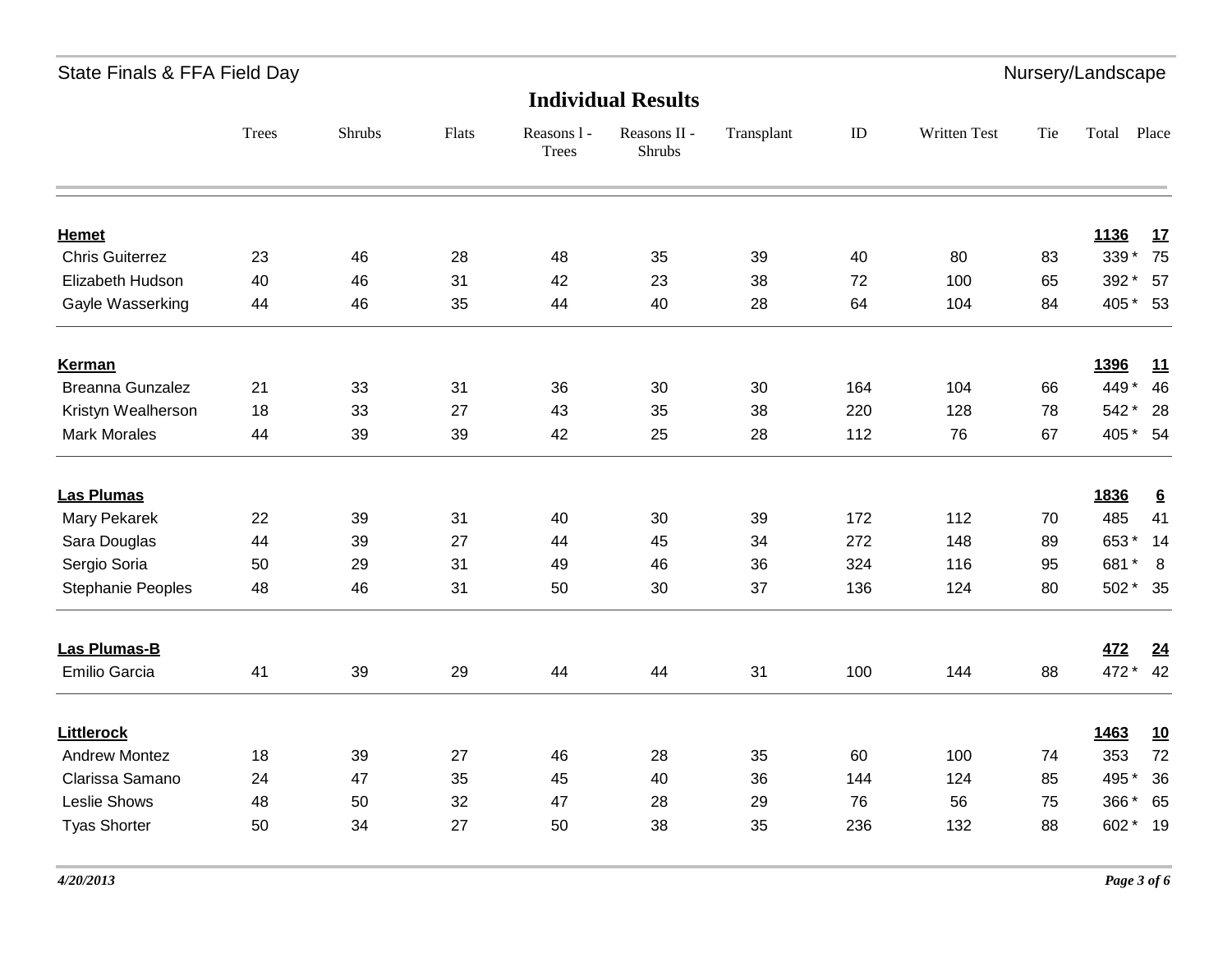## Individual Results

| | Trees | Shrubs | Flats | Reasons l - Trees | Reasons II - Shrubs | Transplant | ID | Written Test | Tie | Total | Place |
|---|---|---|---|---|---|---|---|---|---|---|---|
| **Hemet** | | | | | | | | | | **1136** | **17** |
| Chris Guiterrez | 23 | 46 | 28 | 48 | 35 | 39 | 40 | 80 | 83 | 339 * | 75 |
| Elizabeth Hudson | 40 | 46 | 31 | 42 | 23 | 38 | 72 | 100 | 65 | 392 * | 57 |
| Gayle Wasserking | 44 | 46 | 35 | 44 | 40 | 28 | 64 | 104 | 84 | 405 * | 53 |
| **Kerman** | | | | | | | | | | **1396** | **11** |
| Breanna Gunzalez | 21 | 33 | 31 | 36 | 30 | 30 | 164 | 104 | 66 | 449 * | 46 |
| Kristyn Wealherson | 18 | 33 | 27 | 43 | 35 | 38 | 220 | 128 | 78 | 542 * | 28 |
| Mark Morales | 44 | 39 | 39 | 42 | 25 | 28 | 112 | 76 | 67 | 405 * | 54 |
| **Las Plumas** | | | | | | | | | | **1836** | **6** |
| Mary Pekarek | 22 | 39 | 31 | 40 | 30 | 39 | 172 | 112 | 70 | 485 | 41 |
| Sara Douglas | 44 | 39 | 27 | 44 | 45 | 34 | 272 | 148 | 89 | 653 * | 14 |
| Sergio Soria | 50 | 29 | 31 | 49 | 46 | 36 | 324 | 116 | 95 | 681 * | 8 |
| Stephanie Peoples | 48 | 46 | 31 | 50 | 30 | 37 | 136 | 124 | 80 | 502 * | 35 |
| **Las Plumas-B** | | | | | | | | | | **472** | **24** |
| Emilio Garcia | 41 | 39 | 29 | 44 | 44 | 31 | 100 | 144 | 88 | 472 * | 42 |
| **Littlerock** | | | | | | | | | | **1463** | **10** |
| Andrew Montez | 18 | 39 | 27 | 46 | 28 | 35 | 60 | 100 | 74 | 353 | 72 |
| Clarissa Samano | 24 | 47 | 35 | 45 | 40 | 36 | 144 | 124 | 85 | 495 * | 36 |
| Leslie Shows | 48 | 50 | 32 | 47 | 28 | 29 | 76 | 56 | 75 | 366 * | 65 |
| Tyas Shorter | 50 | 34 | 27 | 50 | 38 | 35 | 236 | 132 | 88 | 602 * | 19 |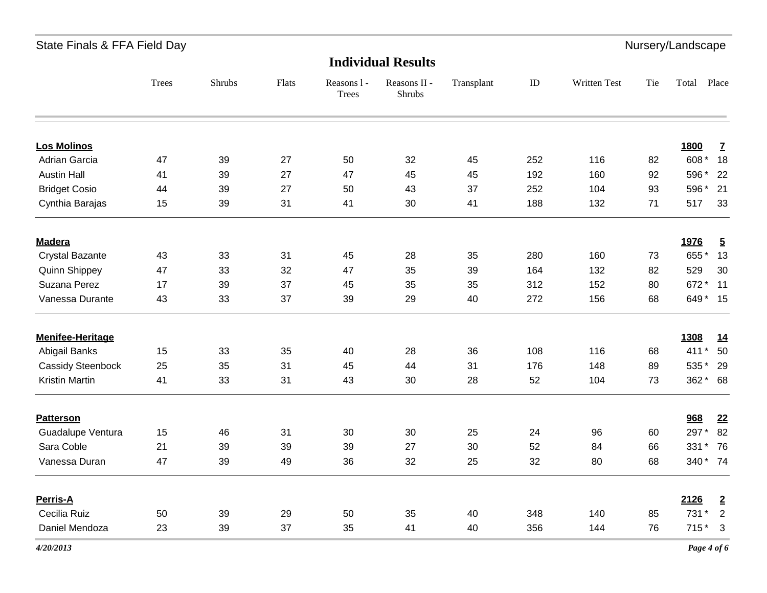## State Finals & FFA Field Day — Nursery/Landscape

# Individual Results

| | Trees | Shrubs | Flats | Reasons I - Trees | Reasons II - Shrubs | Transplant | ID | Written Test | Tie | Total | Place |
|---|---|---|---|---|---|---|---|---|---|---|---|
| **Los Molinos** | | | | | | | | | | **1800** | **7** |
| Adrian Garcia | 47 | 39 | 27 | 50 | 32 | 45 | 252 | 116 | 82 | 608 * | 18 |
| Austin Hall | 41 | 39 | 27 | 47 | 45 | 45 | 192 | 160 | 92 | 596 * | 22 |
| Bridget Cosio | 44 | 39 | 27 | 50 | 43 | 37 | 252 | 104 | 93 | 596 * | 21 |
| Cynthia Barajas | 15 | 39 | 31 | 41 | 30 | 41 | 188 | 132 | 71 | 517 | 33 |
| **Madera** | | | | | | | | | | **1976** | **5** |
| Crystal Bazante | 43 | 33 | 31 | 45 | 28 | 35 | 280 | 160 | 73 | 655 * | 13 |
| Quinn Shippey | 47 | 33 | 32 | 47 | 35 | 39 | 164 | 132 | 82 | 529 | 30 |
| Suzana Perez | 17 | 39 | 37 | 45 | 35 | 35 | 312 | 152 | 80 | 672 * | 11 |
| Vanessa Durante | 43 | 33 | 37 | 39 | 29 | 40 | 272 | 156 | 68 | 649 * | 15 |
| **Menifee-Heritage** | | | | | | | | | | **1308** | **14** |
| Abigail Banks | 15 | 33 | 35 | 40 | 28 | 36 | 108 | 116 | 68 | 411 * | 50 |
| Cassidy Steenbock | 25 | 35 | 31 | 45 | 44 | 31 | 176 | 148 | 89 | 535 * | 29 |
| Kristin Martin | 41 | 33 | 31 | 43 | 30 | 28 | 52 | 104 | 73 | 362 * | 68 |
| **Patterson** | | | | | | | | | | **968** | **22** |
| Guadalupe Ventura | 15 | 46 | 31 | 30 | 30 | 25 | 24 | 96 | 60 | 297 * | 82 |
| Sara Coble | 21 | 39 | 39 | 39 | 27 | 30 | 52 | 84 | 66 | 331 * | 76 |
| Vanessa Duran | 47 | 39 | 49 | 36 | 32 | 25 | 32 | 80 | 68 | 340 * | 74 |
| **Perris-A** | | | | | | | | | | **2126** | **2** |
| Cecilia Ruiz | 50 | 39 | 29 | 50 | 35 | 40 | 348 | 140 | 85 | 731 * | 2 |
| Daniel Mendoza | 23 | 39 | 37 | 35 | 41 | 40 | 356 | 144 | 76 | 715 * | 3 |

*4/20/2013*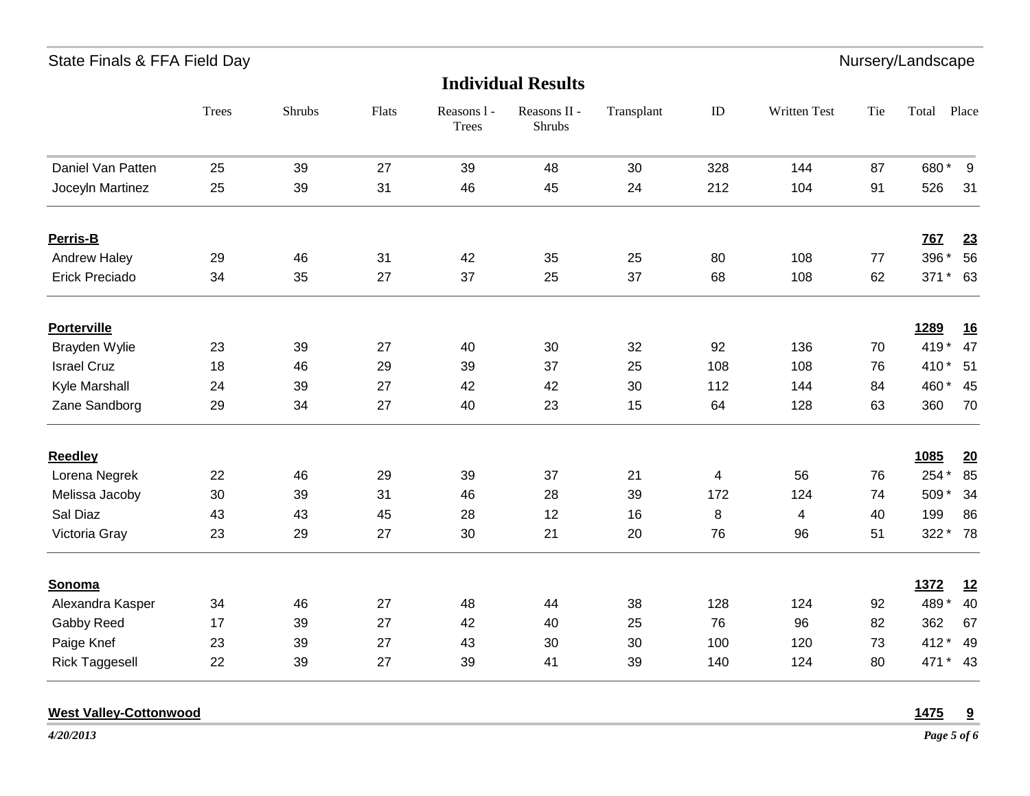## Individual Results

|  | Trees | Shrubs | Flats | Reasons I - Trees | Reasons II - Shrubs | Transplant | ID | Written Test | Tie | Total | Place |
|---|---|---|---|---|---|---|---|---|---|---|---|
| Daniel Van Patten | 25 | 39 | 27 | 39 | 48 | 30 | 328 | 144 | 87 | 680 * | 9 |
| Joceyln Martinez | 25 | 39 | 31 | 46 | 45 | 24 | 212 | 104 | 91 | 526 | 31 |
| **Perris-B** | | | | | | | | | | **767** | **23** |
| Andrew Haley | 29 | 46 | 31 | 42 | 35 | 25 | 80 | 108 | 77 | 396 * | 56 |
| Erick Preciado | 34 | 35 | 27 | 37 | 25 | 37 | 68 | 108 | 62 | 371 * | 63 |
| **Porterville** | | | | | | | | | | **1289** | **16** |
| Brayden Wylie | 23 | 39 | 27 | 40 | 30 | 32 | 92 | 136 | 70 | 419 * | 47 |
| Israel Cruz | 18 | 46 | 29 | 39 | 37 | 25 | 108 | 108 | 76 | 410 * | 51 |
| Kyle Marshall | 24 | 39 | 27 | 42 | 42 | 30 | 112 | 144 | 84 | 460 * | 45 |
| Zane Sandborg | 29 | 34 | 27 | 40 | 23 | 15 | 64 | 128 | 63 | 360 | 70 |
| **Reedley** | | | | | | | | | | **1085** | **20** |
| Lorena Negrek | 22 | 46 | 29 | 39 | 37 | 21 | 4 | 56 | 76 | 254 * | 85 |
| Melissa Jacoby | 30 | 39 | 31 | 46 | 28 | 39 | 172 | 124 | 74 | 509 * | 34 |
| Sal Diaz | 43 | 43 | 45 | 28 | 12 | 16 | 8 | 4 | 40 | 199 | 86 |
| Victoria Gray | 23 | 29 | 27 | 30 | 21 | 20 | 76 | 96 | 51 | 322 * | 78 |
| **Sonoma** | | | | | | | | | | **1372** | **12** |
| Alexandra Kasper | 34 | 46 | 27 | 48 | 44 | 38 | 128 | 124 | 92 | 489 * | 40 |
| Gabby Reed | 17 | 39 | 27 | 42 | 40 | 25 | 76 | 96 | 82 | 362 | 67 |
| Paige Knef | 23 | 39 | 27 | 43 | 30 | 30 | 100 | 120 | 73 | 412 * | 49 |
| Rick Taggesell | 22 | 39 | 27 | 39 | 41 | 39 | 140 | 124 | 80 | 471 * | 43 |
| **West Valley-Cottonwood** | | | | | | | | | | **1475** | **9** |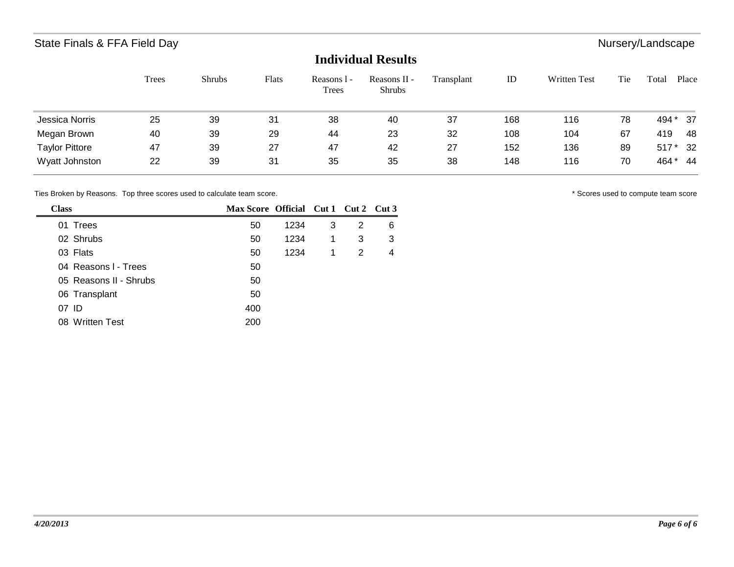State Finals & FFA Field Day — Nursery/Landscape

## Individual Results

| | Trees | Shrubs | Flats | Reasons l - Trees | Reasons II - Shrubs | Transplant | ID | Written Test | Tie | Total | Place |
|---|---|---|---|---|---|---|---|---|---|---|---|
| Jessica Norris | 25 | 39 | 31 | 38 | 40 | 37 | 168 | 116 | 78 | 494 * | 37 |
| Megan Brown | 40 | 39 | 29 | 44 | 23 | 32 | 108 | 104 | 67 | 419 | 48 |
| Taylor Pittore | 47 | 39 | 27 | 47 | 42 | 27 | 152 | 136 | 89 | 517 * | 32 |
| Wyatt Johnston | 22 | 39 | 31 | 35 | 35 | 38 | 148 | 116 | 70 | 464 * | 44 |

Ties Broken by Reasons. Top three scores used to calculate team score.

\* Scores used to compute team score

| Class | Max Score | Official | Cut 1 | Cut 2 | Cut 3 |
|---|---|---|---|---|---|
| 01 Trees | 50 | 1234 | 3 | 2 | 6 |
| 02 Shrubs | 50 | 1234 | 1 | 3 | 3 |
| 03 Flats | 50 | 1234 | 1 | 2 | 4 |
| 04 Reasons l - Trees | 50 | | | | |
| 05 Reasons II - Shrubs | 50 | | | | |
| 06 Transplant | 50 | | | | |
| 07 ID | 400 | | | | |
| 08 Written Test | 200 | | | | |

*4/20/2013*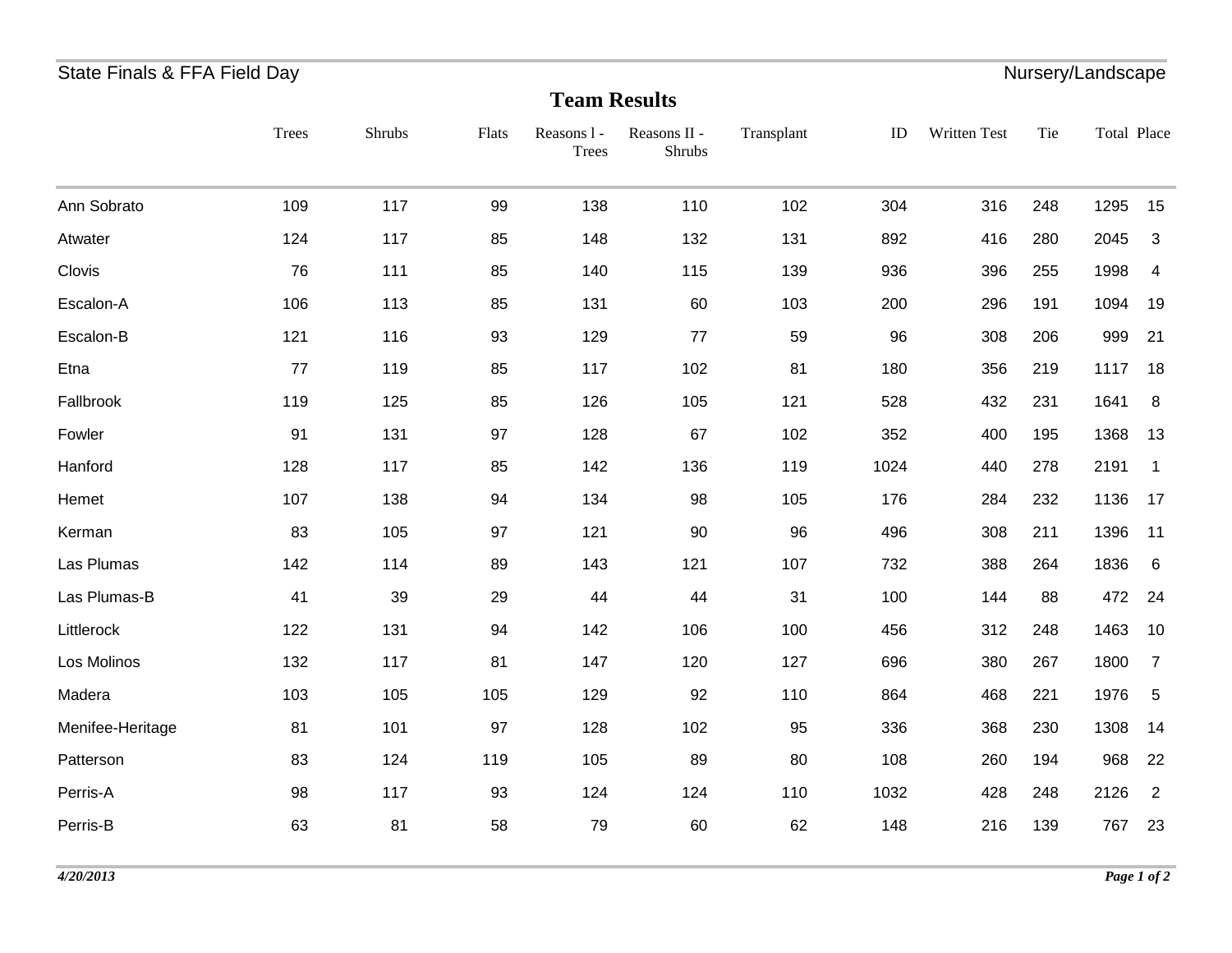State Finals & FFA Field Day — Nursery/Landscape

## Team Results

| | Trees | Shrubs | Flats | Reasons l - Trees | Reasons II - Shrubs | Transplant | ID | Written Test | Tie | Total | Place |
|---|---|---|---|---|---|---|---|---|---|---|---|
| Ann Sobrato | 109 | 117 | 99 | 138 | 110 | 102 | 304 | 316 | 248 | 1295 | 15 |
| Atwater | 124 | 117 | 85 | 148 | 132 | 131 | 892 | 416 | 280 | 2045 | 3 |
| Clovis | 76 | 111 | 85 | 140 | 115 | 139 | 936 | 396 | 255 | 1998 | 4 |
| Escalon-A | 106 | 113 | 85 | 131 | 60 | 103 | 200 | 296 | 191 | 1094 | 19 |
| Escalon-B | 121 | 116 | 93 | 129 | 77 | 59 | 96 | 308 | 206 | 999 | 21 |
| Etna | 77 | 119 | 85 | 117 | 102 | 81 | 180 | 356 | 219 | 1117 | 18 |
| Fallbrook | 119 | 125 | 85 | 126 | 105 | 121 | 528 | 432 | 231 | 1641 | 8 |
| Fowler | 91 | 131 | 97 | 128 | 67 | 102 | 352 | 400 | 195 | 1368 | 13 |
| Hanford | 128 | 117 | 85 | 142 | 136 | 119 | 1024 | 440 | 278 | 2191 | 1 |
| Hemet | 107 | 138 | 94 | 134 | 98 | 105 | 176 | 284 | 232 | 1136 | 17 |
| Kerman | 83 | 105 | 97 | 121 | 90 | 96 | 496 | 308 | 211 | 1396 | 11 |
| Las Plumas | 142 | 114 | 89 | 143 | 121 | 107 | 732 | 388 | 264 | 1836 | 6 |
| Las Plumas-B | 41 | 39 | 29 | 44 | 44 | 31 | 100 | 144 | 88 | 472 | 24 |
| Littlerock | 122 | 131 | 94 | 142 | 106 | 100 | 456 | 312 | 248 | 1463 | 10 |
| Los Molinos | 132 | 117 | 81 | 147 | 120 | 127 | 696 | 380 | 267 | 1800 | 7 |
| Madera | 103 | 105 | 105 | 129 | 92 | 110 | 864 | 468 | 221 | 1976 | 5 |
| Menifee-Heritage | 81 | 101 | 97 | 128 | 102 | 95 | 336 | 368 | 230 | 1308 | 14 |
| Patterson | 83 | 124 | 119 | 105 | 89 | 80 | 108 | 260 | 194 | 968 | 22 |
| Perris-A | 98 | 117 | 93 | 124 | 124 | 110 | 1032 | 428 | 248 | 2126 | 2 |
| Perris-B | 63 | 81 | 58 | 79 | 60 | 62 | 148 | 216 | 139 | 767 | 23 |

*4/20/2013*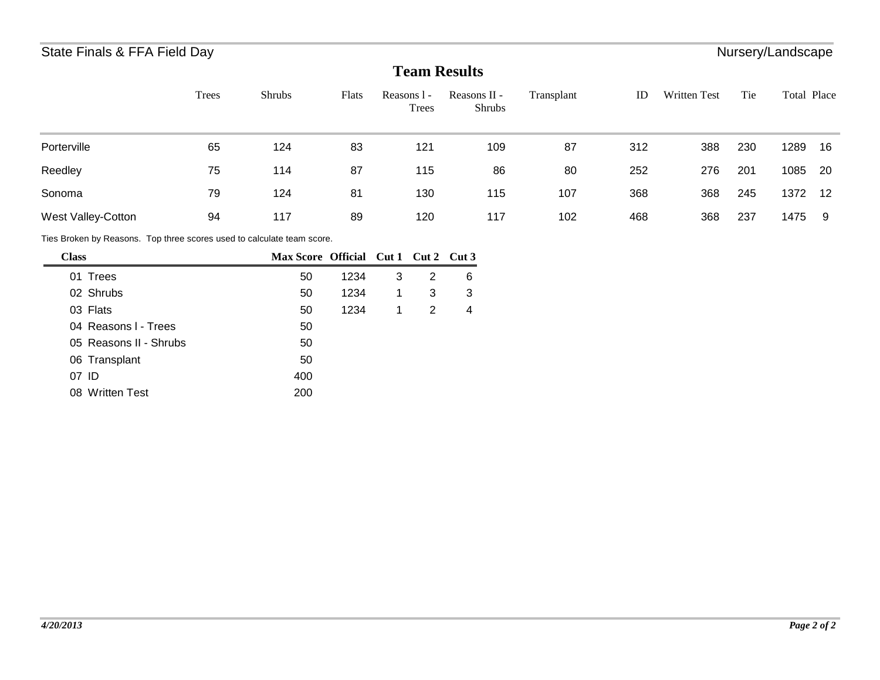State Finals & FFA Field Day

Nursery/Landscape

## Team Results

| | Trees | Shrubs | Flats | Reasons l - Trees | Reasons II - Shrubs | Transplant | ID | Written Test | Tie | Total | Place |
|---|---|---|---|---|---|---|---|---|---|---|---|
| Porterville | 65 | 124 | 83 | 121 | 109 | 87 | 312 | 388 | 230 | 1289 | 16 |
| Reedley | 75 | 114 | 87 | 115 | 86 | 80 | 252 | 276 | 201 | 1085 | 20 |
| Sonoma | 79 | 124 | 81 | 130 | 115 | 107 | 368 | 368 | 245 | 1372 | 12 |
| West Valley-Cotton | 94 | 117 | 89 | 120 | 117 | 102 | 468 | 368 | 237 | 1475 | 9 |

Ties Broken by Reasons. Top three scores used to calculate team score.

| Class | Max Score | Official | Cut 1 | Cut 2 | Cut 3 |
|---|---|---|---|---|---|
| 01 Trees | 50 | 1234 | 3 | 2 | 6 |
| 02 Shrubs | 50 | 1234 | 1 | 3 | 3 |
| 03 Flats | 50 | 1234 | 1 | 2 | 4 |
| 04 Reasons l - Trees | 50 | | | | |
| 05 Reasons II - Shrubs | 50 | | | | |
| 06 Transplant | 50 | | | | |
| 07 ID | 400 | | | | |
| 08 Written Test | 200 | | | | |

*4/20/2013*